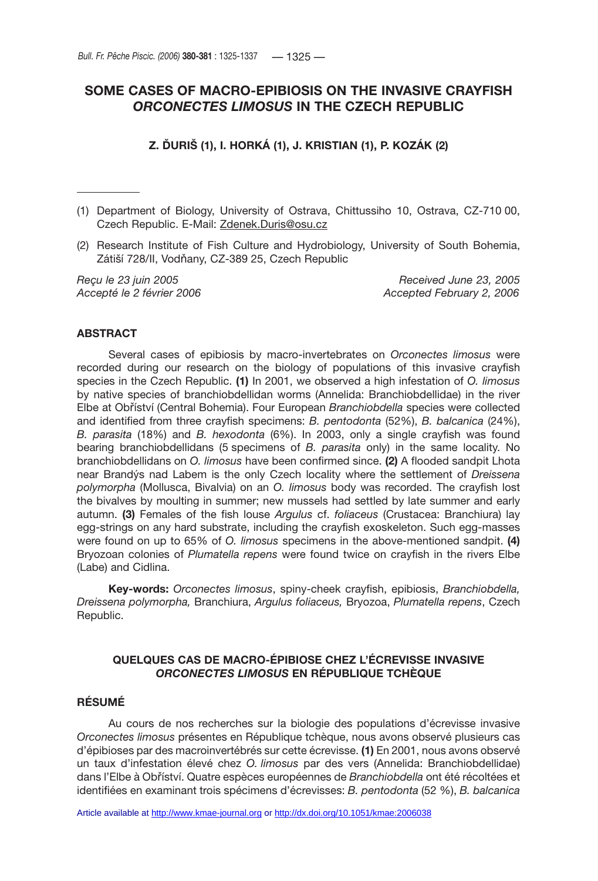# SOME CASES OF MACRO-EPIBIOSIS ON THE INVASIVE CRAYFISH *ORCONECTES LIMOSUS* IN THE CZECH REPUBLIC

**Z. ĎURIŠ (1), I. HORKÁ (1), J. KRISTIAN (1), P. KOZÁK (2)**

---

(1) Department of Biology, University of Ostrava, Chittussiho 10, Ostrava, CZ-710 00, Czech Republic. E-Mail: Zdenek.Duris@osu.cz

(2) Research Institute of Fish Culture and Hydrobiology, University of South Bohemia, Zátiší 728/II, Vodňany, CZ-389 25, Czech Republic

*Reçu le 23 juin 2005*
*Accepté le 2 février 2006*

*Received June 23, 2005*
*Accepted February 2, 2006*

## ABSTRACT

Several cases of epibiosis by macro-invertebrates on *Orconectes limosus* were recorded during our research on the biology of populations of this invasive crayfish species in the Czech Republic. **(1)** In 2001, we observed a high infestation of *O. limosus* by native species of branchiobdellidan worms (Annelida: Branchiobdellidae) in the river Elbe at Obříství (Central Bohemia). Four European *Branchiobdella* species were collected and identified from three crayfish specimens: *B. pentodonta* (52%), *B. balcanica* (24%), *B. parasita* (18%) and *B. hexodonta* (6%). In 2003, only a single crayfish was found bearing branchiobdellidans (5 specimens of *B. parasita* only) in the same locality. No branchiobdellidans on *O. limosus* have been confirmed since. **(2)** A flooded sandpit Lhota near Brandýs nad Labem is the only Czech locality where the settlement of *Dreissena polymorpha* (Mollusca, Bivalvia) on an *O. limosus* body was recorded. The crayfish lost the bivalves by moulting in summer; new mussels had settled by late summer and early autumn. **(3)** Females of the fish louse *Argulus* cf. *foliaceus* (Crustacea: Branchiura) lay egg-strings on any hard substrate, including the crayfish exoskeleton. Such egg-masses were found on up to 65% of *O. limosus* specimens in the above-mentioned sandpit. **(4)** Bryozoan colonies of *Plumatella repens* were found twice on crayfish in the rivers Elbe (Labe) and Cidlina.

**Key-words:** *Orconectes limosus*, spiny-cheek crayfish, epibiosis, *Branchiobdella, Dreissena polymorpha,* Branchiura, *Argulus foliaceus,* Bryozoa, *Plumatella repens*, Czech Republic.

## QUELQUES CAS DE MACRO-ÉPIBIOSE CHEZ L'ÉCREVISSE INVASIVE *ORCONECTES LIMOSUS* EN RÉPUBLIQUE TCHÈQUE

## RÉSUMÉ

Au cours de nos recherches sur la biologie des populations d'écrevisse invasive *Orconectes limosus* présentes en République tchèque, nous avons observé plusieurs cas d'épibioses par des macroinvertébrés sur cette écrevisse. **(1)** En 2001, nous avons observé un taux d'infestation élevé chez *O. limosus* par des vers (Annelida: Branchiobdellidae) dans l'Elbe à Obříství. Quatre espèces européennes de *Branchiobdella* ont été récoltées et identifiées en examinant trois spécimens d'écrevisses: *B. pentodonta* (52 %), *B. balcanica*

Article available at http://www.kmae-journal.org or http://dx.doi.org/10.1051/kmae:2006038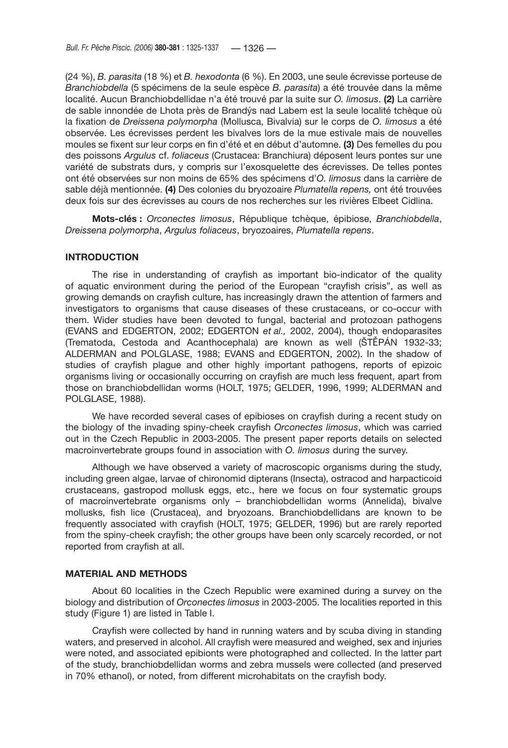(24 %), *B. parasita* (18 %) et *B. hexodonta* (6 %). En 2003, une seule écrevisse porteuse de *Branchiobdella* (5 spécimens de la seule espèce *B. parasita*) a été trouvée dans la même localité. Aucun Branchiobdellidae n'a été trouvé par la suite sur *O. limosus*. **(2)** La carrière de sable innondée de Lhota près de Brandýs nad Labem est la seule localité tchèque où la fixation de *Dreissena polymorpha* (Mollusca, Bivalvia) sur le corps de *O. limosus* a été observée. Les écrevisses perdent les bivalves lors de la mue estivale mais de nouvelles moules se fixent sur leur corps en fin d'été et en début d'automne. **(3)** Des femelles du pou des poissons *Argulus* cf. *foliaceus* (Crustacea: Branchiura) déposent leurs pontes sur une variété de substrats durs, y compris sur l'exosquelette des écrevisses. De telles pontes ont été observées sur non moins de 65% des spécimens d'*O. limosus* dans la carrière de sable déjà mentionnée. **(4)** Des colonies du bryozoaire *Plumatella repens,* ont été trouvées deux fois sur des écrevisses au cours de nos recherches sur les rivières Elbeet Cidlina.

**Mots-clés :** *Orconectes limosus*, République tchèque, épibiose, *Branchiobdella*, *Dreissena polymorpha*, *Argulus foliaceus*, bryozoaires, *Plumatella repens*.

## INTRODUCTION

The rise in understanding of crayfish as important bio-indicator of the quality of aquatic environment during the period of the European "crayfish crisis", as well as growing demands on crayfish culture, has increasingly drawn the attention of farmers and investigators to organisms that cause diseases of these crustaceans, or co-occur with them. Wider studies have been devoted to fungal, bacterial and protozoan pathogens (EVANS and EDGERTON, 2002; EDGERTON *et al.,* 2002, 2004), though endoparasites (Trematoda, Cestoda and Acanthocephala) are known as well (ŠTĚPÁN 1932-33; ALDERMAN and POLGLASE, 1988; EVANS and EDGERTON, 2002). In the shadow of studies of crayfish plague and other highly important pathogens, reports of epizoic organisms living or occasionally occurring on crayfish are much less frequent, apart from those on branchiobdellidan worms (HOLT, 1975; GELDER, 1996, 1999; ALDERMAN and POLGLASE, 1988).

We have recorded several cases of epibioses on crayfish during a recent study on the biology of the invading spiny-cheek crayfish *Orconectes limosus*, which was carried out in the Czech Republic in 2003-2005. The present paper reports details on selected macroinvertebrate groups found in association with *O. limosus* during the survey.

Although we have observed a variety of macroscopic organisms during the study, including green algae, larvae of chironomid dipterans (Insecta), ostracod and harpacticoid crustaceans, gastropod mollusk eggs, etc., here we focus on four systematic groups of macroinvertebrate organisms only – branchiobdellidan worms (Annelida), bivalve mollusks, fish lice (Crustacea), and bryozoans. Branchiobdellidans are known to be frequently associated with crayfish (HOLT, 1975; GELDER, 1996) but are rarely reported from the spiny-cheek crayfish; the other groups have been only scarcely recorded, or not reported from crayfish at all.

## MATERIAL AND METHODS

About 60 localities in the Czech Republic were examined during a survey on the biology and distribution of *Orconectes limosus* in 2003-2005. The localities reported in this study (Figure 1) are listed in Table I.

Crayfish were collected by hand in running waters and by scuba diving in standing waters, and preserved in alcohol. All crayfish were measured and weighed, sex and injuries were noted, and associated epibionts were photographed and collected. In the latter part of the study, branchiobdellidan worms and zebra mussels were collected (and preserved in 70% ethanol), or noted, from different microhabitats on the crayfish body.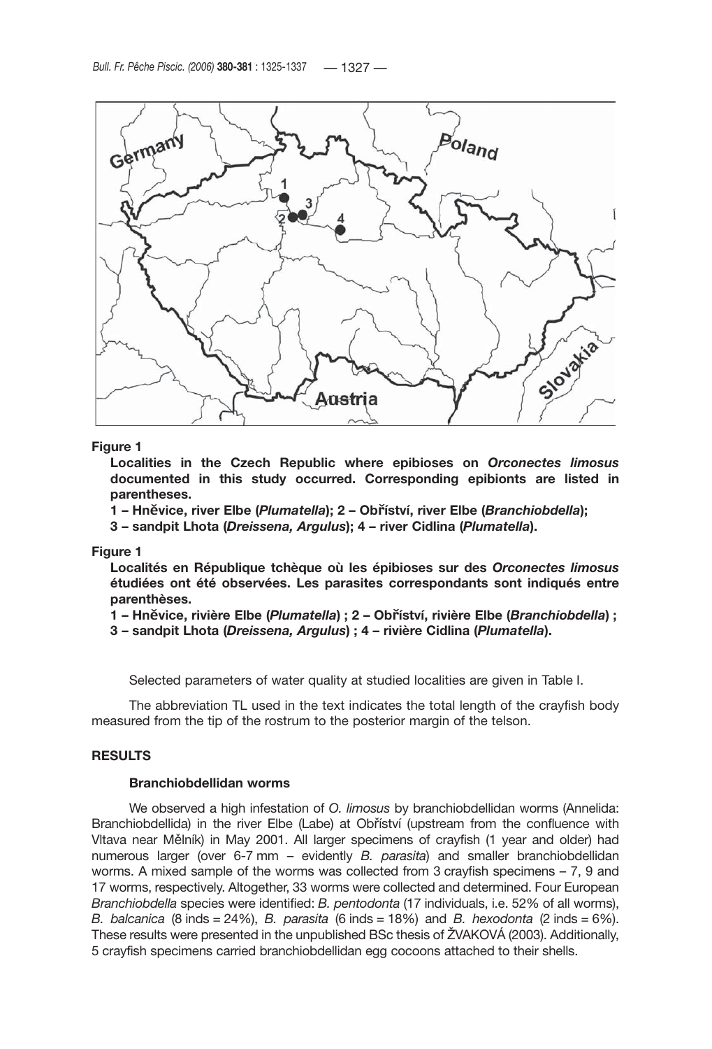**Figure 1**

**Localities in the Czech Republic where epibioses on *Orconectes limosus* documented in this study occurred. Corresponding epibionts are listed in parentheses.**

**1 – Hněvice, river Elbe (*Plumatella*); 2 – Obříství, river Elbe (*Branchiobdella*); 3 – sandpit Lhota (*Dreissena, Argulus*); 4 – river Cidlina (*Plumatella*).**

**Figure 1**

**Localités en République tchèque où les épibioses sur des *Orconectes limosus* étudiées ont été observées. Les parasites correspondants sont indiqués entre parenthèses.**

**1 – Hněvice, rivière Elbe (*Plumatella*) ; 2 – Obříství, rivière Elbe (*Branchiobdella*) ; 3 – sandpit Lhota (*Dreissena, Argulus*) ; 4 – rivière Cidlina (*Plumatella*).**

Selected parameters of water quality at studied localities are given in Table I.

The abbreviation TL used in the text indicates the total length of the crayfish body measured from the tip of the rostrum to the posterior margin of the telson.

## RESULTS

### Branchiobdellidan worms

We observed a high infestation of *O. limosus* by branchiobdellidan worms (Annelida: Branchiobdellida) in the river Elbe (Labe) at Obříství (upstream from the confluence with Vltava near Mělník) in May 2001. All larger specimens of crayfish (1 year and older) had numerous larger (over 6-7 mm – evidently *B. parasita*) and smaller branchiobdellidan worms. A mixed sample of the worms was collected from 3 crayfish specimens – 7, 9 and 17 worms, respectively. Altogether, 33 worms were collected and determined. Four European *Branchiobdella* species were identified: *B. pentodonta* (17 individuals, i.e. 52% of all worms), *B. balcanica* (8 inds = 24%), *B. parasita* (6 inds = 18%) and *B. hexodonta* (2 inds = 6%). These results were presented in the unpublished BSc thesis of ŽVAKOVÁ (2003). Additionally, 5 crayfish specimens carried branchiobdellidan egg cocoons attached to their shells.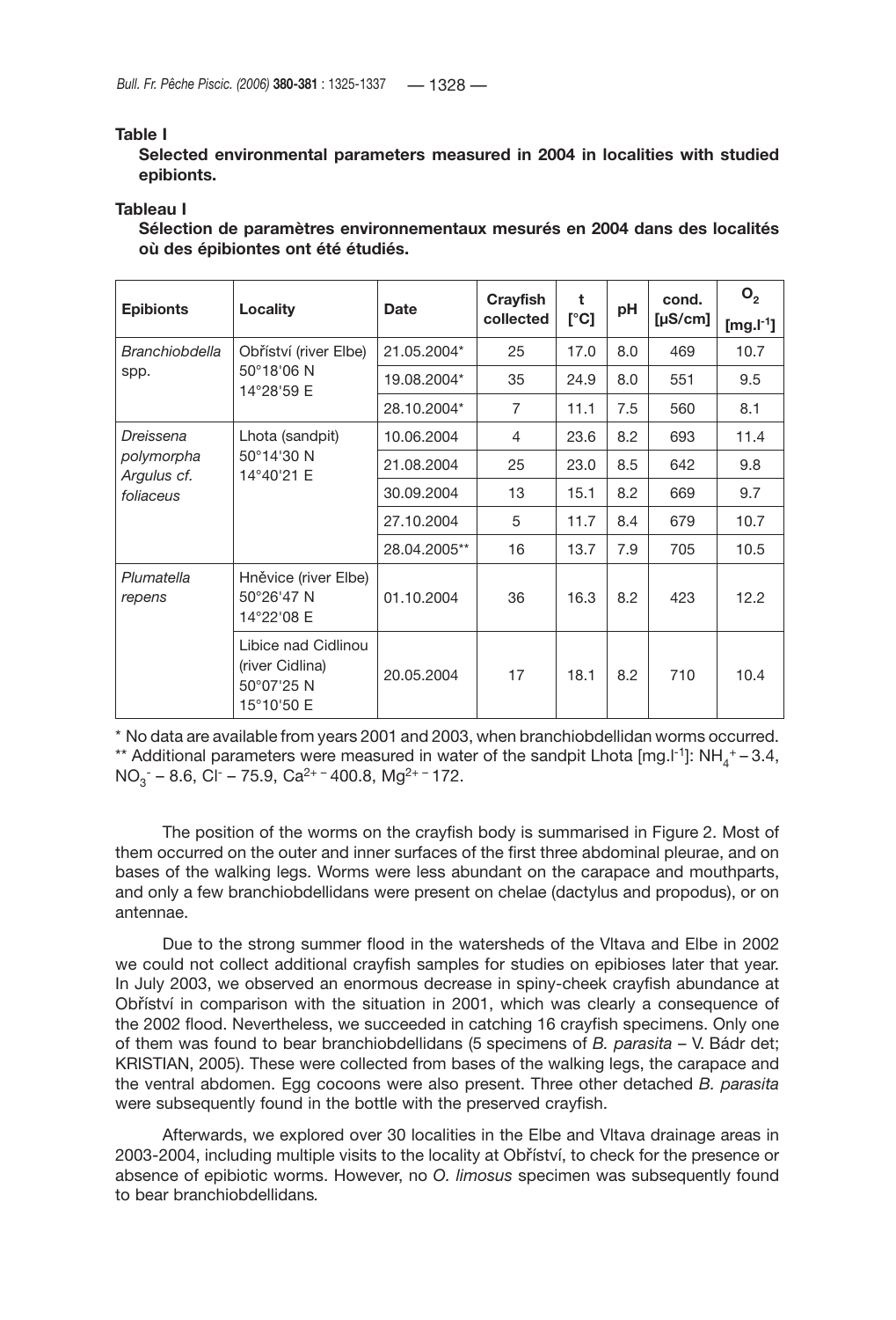**Table I**

**Selected environmental parameters measured in 2004 in localities with studied epibionts.**

**Tableau I**

**Sélection de paramètres environnementaux mesurés en 2004 dans des localités où des épibiontes ont été étudiés.**

| Epibionts | Locality | Date | Crayfish collected | t [°C] | pH | cond. [µS/cm] | $O_2$ [mg.l$^{-1}$] |
|---|---|---|---|---|---|---|---|
| *Branchiobdella* spp. | Obříství (river Elbe) 50°18'06 N 14°28'59 E | 21.05.2004* | 25 | 17.0 | 8.0 | 469 | 10.7 |
| | | 19.08.2004* | 35 | 24.9 | 8.0 | 551 | 9.5 |
| | | 28.10.2004* | 7 | 11.1 | 7.5 | 560 | 8.1 |
| *Dreissena polymorpha Argulus cf. foliaceus* | Lhota (sandpit) 50°14'30 N 14°40'21 E | 10.06.2004 | 4 | 23.6 | 8.2 | 693 | 11.4 |
| | | 21.08.2004 | 25 | 23.0 | 8.5 | 642 | 9.8 |
| | | 30.09.2004 | 13 | 15.1 | 8.2 | 669 | 9.7 |
| | | 27.10.2004 | 5 | 11.7 | 8.4 | 679 | 10.7 |
| | | 28.04.2005** | 16 | 13.7 | 7.9 | 705 | 10.5 |
| *Plumatella repens* | Hněvice (river Elbe) 50°26'47 N 14°22'08 E | 01.10.2004 | 36 | 16.3 | 8.2 | 423 | 12.2 |
| | Libice nad Cidlinou (river Cidlina) 50°07'25 N 15°10'50 E | 20.05.2004 | 17 | 18.1 | 8.2 | 710 | 10.4 |

\* No data are available from years 2001 and 2003, when branchiobdellidan worms occurred.
\*\* Additional parameters were measured in water of the sandpit Lhota [mg.l$^{-1}$]: $NH_4^+$ – 3.4, $NO_3^-$ – 8.6, $Cl^-$ – 75.9, $Ca^{2+}$ – 400.8, $Mg^{2+}$ – 172.

The position of the worms on the crayfish body is summarised in Figure 2. Most of them occurred on the outer and inner surfaces of the first three abdominal pleurae, and on bases of the walking legs. Worms were less abundant on the carapace and mouthparts, and only a few branchiobdellidans were present on chelae (dactylus and propodus), or on antennae.

Due to the strong summer flood in the watersheds of the Vltava and Elbe in 2002 we could not collect additional crayfish samples for studies on epibioses later that year. In July 2003, we observed an enormous decrease in spiny-cheek crayfish abundance at Obříství in comparison with the situation in 2001, which was clearly a consequence of the 2002 flood. Nevertheless, we succeeded in catching 16 crayfish specimens. Only one of them was found to bear branchiobdellidans (5 specimens of *B. parasita* – V. Bádr det; KRISTIAN, 2005). These were collected from bases of the walking legs, the carapace and the ventral abdomen. Egg cocoons were also present. Three other detached *B. parasita* were subsequently found in the bottle with the preserved crayfish.

Afterwards, we explored over 30 localities in the Elbe and Vltava drainage areas in 2003-2004, including multiple visits to the locality at Obříství, to check for the presence or absence of epibiotic worms. However, no *O. limosus* specimen was subsequently found to bear branchiobdellidans.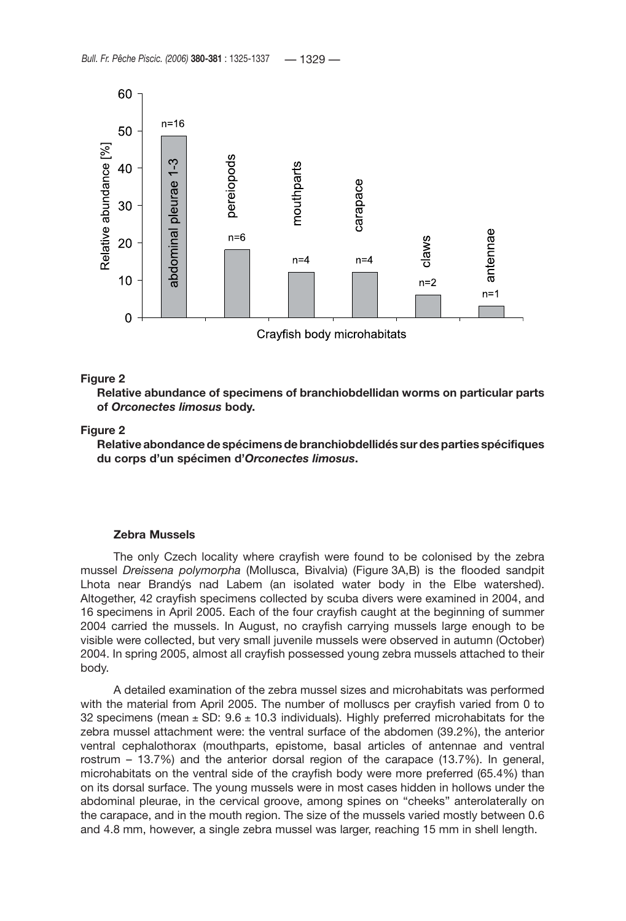**Figure 2**

**Relative abundance of specimens of branchiobdellidan worms on particular parts of *Orconectes limosus* body.**

**Figure 2**

**Relative abondance de spécimens de branchiobdellidés sur des parties spécifiques du corps d'un spécimen d'*Orconectes limosus*.**

### Zebra Mussels

The only Czech locality where crayfish were found to be colonised by the zebra mussel *Dreissena polymorpha* (Mollusca, Bivalvia) (Figure 3A,B) is the flooded sandpit Lhota near Brandýs nad Labem (an isolated water body in the Elbe watershed). Altogether, 42 crayfish specimens collected by scuba divers were examined in 2004, and 16 specimens in April 2005. Each of the four crayfish caught at the beginning of summer 2004 carried the mussels. In August, no crayfish carrying mussels large enough to be visible were collected, but very small juvenile mussels were observed in autumn (October) 2004. In spring 2005, almost all crayfish possessed young zebra mussels attached to their body.

A detailed examination of the zebra mussel sizes and microhabitats was performed with the material from April 2005. The number of molluscs per crayfish varied from 0 to 32 specimens (mean ± SD: 9.6 ± 10.3 individuals). Highly preferred microhabitats for the zebra mussel attachment were: the ventral surface of the abdomen (39.2%), the anterior ventral cephalothorax (mouthparts, epistome, basal articles of antennae and ventral rostrum – 13.7%) and the anterior dorsal region of the carapace (13.7%). In general, microhabitats on the ventral side of the crayfish body were more preferred (65.4%) than on its dorsal surface. The young mussels were in most cases hidden in hollows under the abdominal pleurae, in the cervical groove, among spines on "cheeks" anterolaterally on the carapace, and in the mouth region. The size of the mussels varied mostly between 0.6 and 4.8 mm, however, a single zebra mussel was larger, reaching 15 mm in shell length.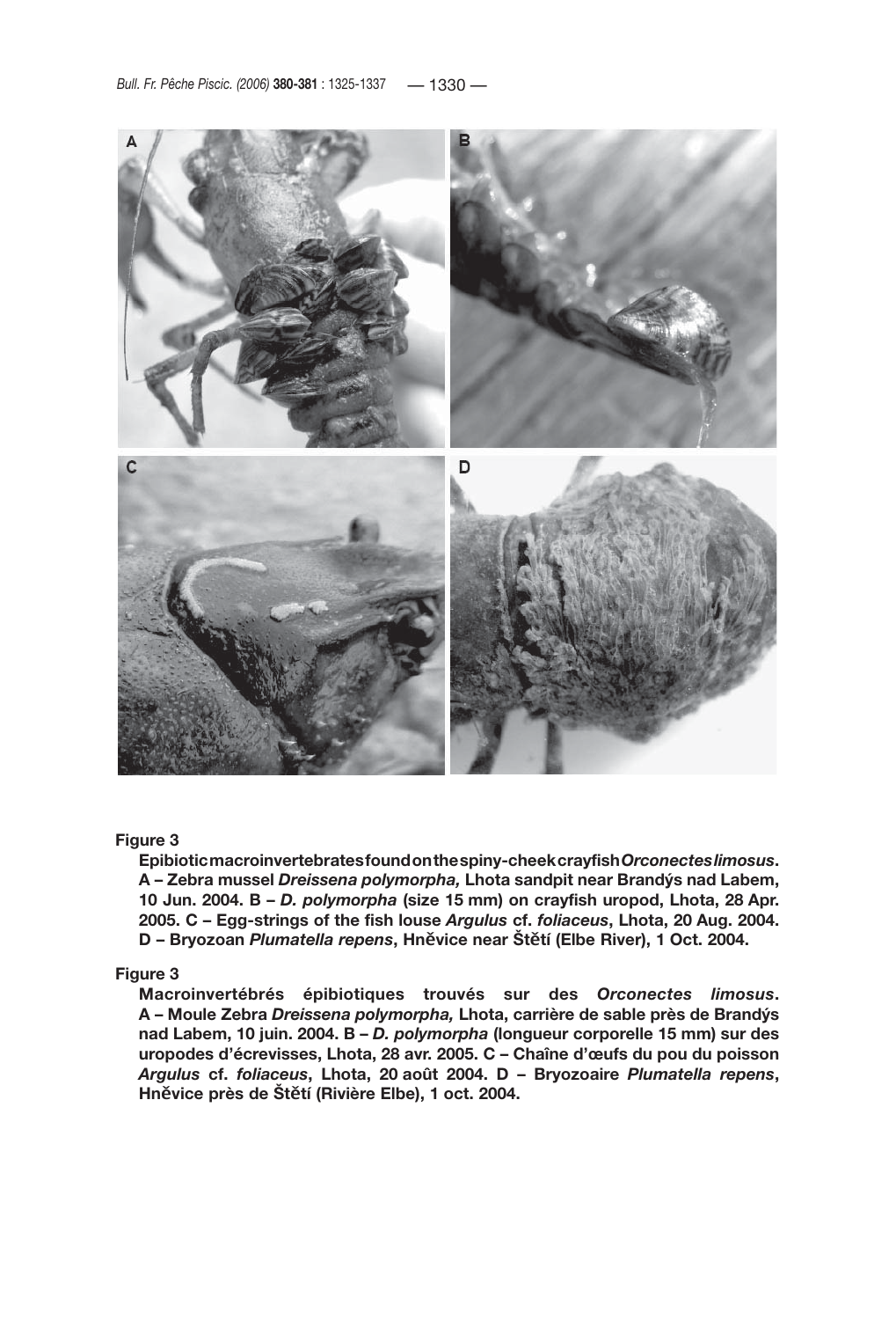**Figure 3**

**Epibiotic macroinvertebrates found on the spiny-cheek crayfish *Orconectes limosus*. A – Zebra mussel *Dreissena polymorpha,* Lhota sandpit near Brandýs nad Labem, 10 Jun. 2004. B – *D. polymorpha* (size 15 mm) on crayfish uropod, Lhota, 28 Apr. 2005. C – Egg-strings of the fish louse *Argulus* cf. *foliaceus*, Lhota, 20 Aug. 2004. D – Bryozoan *Plumatella repens*, Hněvice near Štětí (Elbe River), 1 Oct. 2004.**

**Figure 3**

**Macroinvertébrés épibiotiques trouvés sur des *Orconectes limosus*. A – Moule Zebra *Dreissena polymorpha,* Lhota, carrière de sable près de Brandýs nad Labem, 10 juin. 2004. B – *D. polymorpha* (longueur corporelle 15 mm) sur des uropodes d'écrevisses, Lhota, 28 avr. 2005. C – Chaîne d'œufs du pou du poisson *Argulus* cf. *foliaceus*, Lhota, 20 août 2004. D – Bryozoaire *Plumatella repens*, Hněvice près de Štětí (Rivière Elbe), 1 oct. 2004.**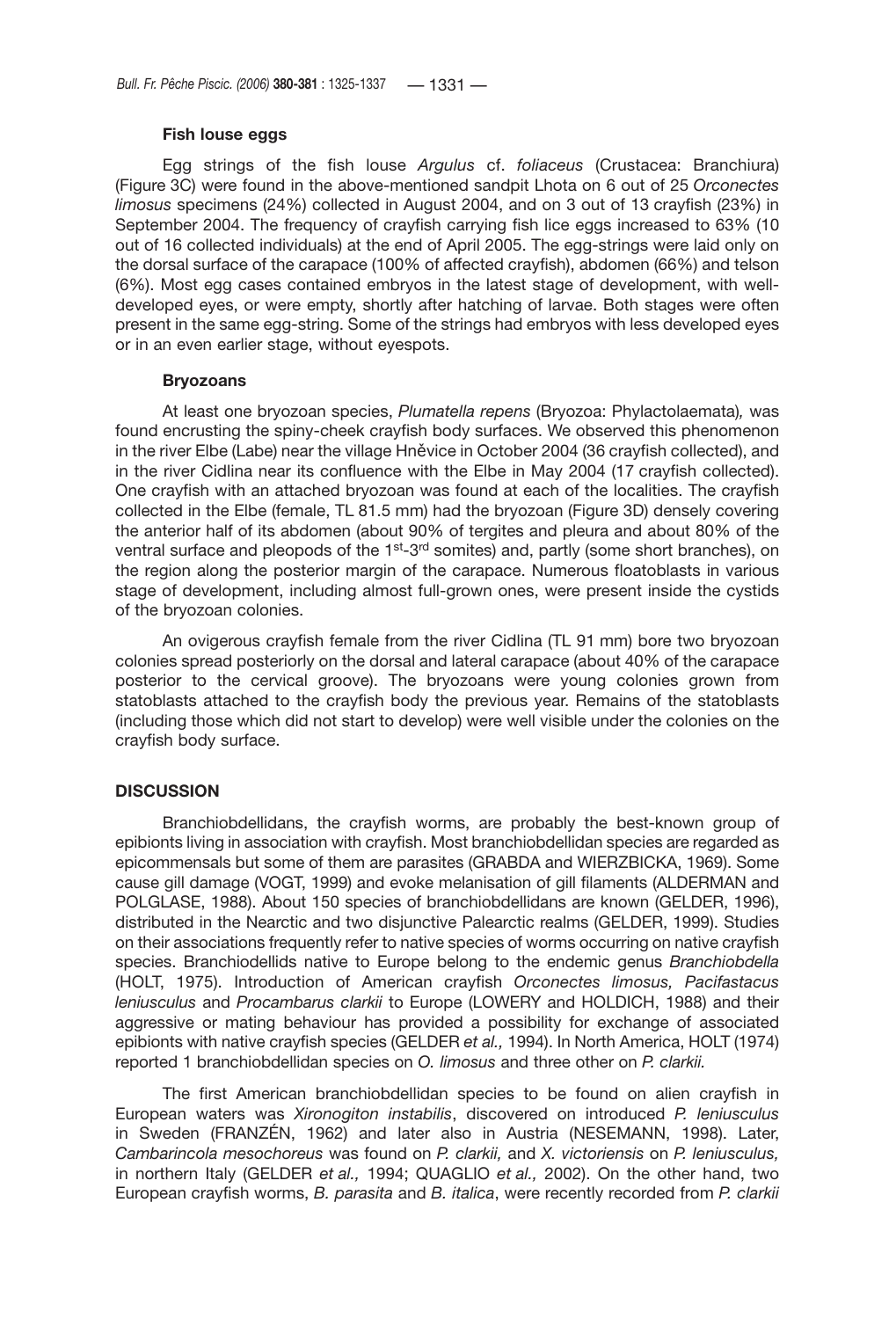### Fish louse eggs

Egg strings of the fish louse *Argulus* cf. *foliaceus* (Crustacea: Branchiura) (Figure 3C) were found in the above-mentioned sandpit Lhota on 6 out of 25 *Orconectes limosus* specimens (24%) collected in August 2004, and on 3 out of 13 crayfish (23%) in September 2004. The frequency of crayfish carrying fish lice eggs increased to 63% (10 out of 16 collected individuals) at the end of April 2005. The egg-strings were laid only on the dorsal surface of the carapace (100% of affected crayfish), abdomen (66%) and telson (6%). Most egg cases contained embryos in the latest stage of development, with well-developed eyes, or were empty, shortly after hatching of larvae. Both stages were often present in the same egg-string. Some of the strings had embryos with less developed eyes or in an even earlier stage, without eyespots.

### Bryozoans

At least one bryozoan species, *Plumatella repens* (Bryozoa: Phylactolaemata)*,* was found encrusting the spiny-cheek crayfish body surfaces. We observed this phenomenon in the river Elbe (Labe) near the village Hněvice in October 2004 (36 crayfish collected), and in the river Cidlina near its confluence with the Elbe in May 2004 (17 crayfish collected). One crayfish with an attached bryozoan was found at each of the localities. The crayfish collected in the Elbe (female, TL 81.5 mm) had the bryozoan (Figure 3D) densely covering the anterior half of its abdomen (about 90% of tergites and pleura and about 80% of the ventral surface and pleopods of the 1st-3rd somites) and, partly (some short branches), on the region along the posterior margin of the carapace. Numerous floatoblasts in various stage of development, including almost full-grown ones, were present inside the cystids of the bryozoan colonies.

An ovigerous crayfish female from the river Cidlina (TL 91 mm) bore two bryozoan colonies spread posteriorly on the dorsal and lateral carapace (about 40% of the carapace posterior to the cervical groove). The bryozoans were young colonies grown from statoblasts attached to the crayfish body the previous year. Remains of the statoblasts (including those which did not start to develop) were well visible under the colonies on the crayfish body surface.

## DISCUSSION

Branchiobdellidans, the crayfish worms, are probably the best-known group of epibionts living in association with crayfish. Most branchiobdellidan species are regarded as epicommensals but some of them are parasites (GRABDA and WIERZBICKA, 1969). Some cause gill damage (VOGT, 1999) and evoke melanisation of gill filaments (ALDERMAN and POLGLASE, 1988). About 150 species of branchiobdellidans are known (GELDER, 1996), distributed in the Nearctic and two disjunctive Palearctic realms (GELDER, 1999). Studies on their associations frequently refer to native species of worms occurring on native crayfish species. Branchiodellids native to Europe belong to the endemic genus *Branchiobdella* (HOLT, 1975). Introduction of American crayfish *Orconectes limosus, Pacifastacus leniusculus* and *Procambarus clarkii* to Europe (LOWERY and HOLDICH, 1988) and their aggressive or mating behaviour has provided a possibility for exchange of associated epibionts with native crayfish species (GELDER *et al.,* 1994). In North America, HOLT (1974) reported 1 branchiobdellidan species on *O. limosus* and three other on *P. clarkii.*

The first American branchiobdellidan species to be found on alien crayfish in European waters was *Xironogiton instabilis*, discovered on introduced *P. leniusculus* in Sweden (FRANZÉN, 1962) and later also in Austria (NESEMANN, 1998). Later, *Cambarincola mesochoreus* was found on *P. clarkii,* and *X. victoriensis* on *P. leniusculus,* in northern Italy (GELDER *et al.,* 1994; QUAGLIO *et al.,* 2002). On the other hand, two European crayfish worms, *B. parasita* and *B. italica*, were recently recorded from *P. clarkii*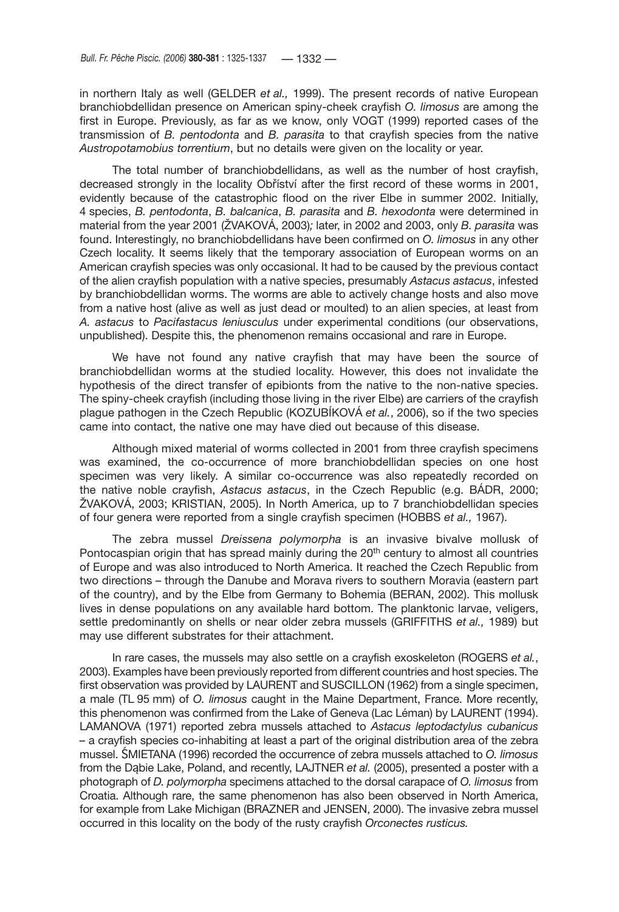in northern Italy as well (GELDER *et al.,* 1999). The present records of native European branchiobdellidan presence on American spiny-cheek crayfish *O. limosus* are among the first in Europe. Previously, as far as we know, only VOGT (1999) reported cases of the transmission of *B. pentodonta* and *B. parasita* to that crayfish species from the native *Austropotamobius torrentium*, but no details were given on the locality or year.

The total number of branchiobdellidans, as well as the number of host crayfish, decreased strongly in the locality Obříství after the first record of these worms in 2001, evidently because of the catastrophic flood on the river Elbe in summer 2002. Initially, 4 species, *B. pentodonta*, *B. balcanica*, *B. parasita* and *B. hexodonta* were determined in material from the year 2001 (ŽVAKOVÁ, 2003)*;* later, in 2002 and 2003, only *B. parasita* was found. Interestingly, no branchiobdellidans have been confirmed on *O. limosus* in any other Czech locality. It seems likely that the temporary association of European worms on an American crayfish species was only occasional. It had to be caused by the previous contact of the alien crayfish population with a native species, presumably *Astacus astacus*, infested by branchiobdellidan worms. The worms are able to actively change hosts and also move from a native host (alive as well as just dead or moulted) to an alien species, at least from *A. astacus* to *Pacifastacus leniusculus* under experimental conditions (our observations, unpublished). Despite this, the phenomenon remains occasional and rare in Europe.

We have not found any native crayfish that may have been the source of branchiobdellidan worms at the studied locality. However, this does not invalidate the hypothesis of the direct transfer of epibionts from the native to the non-native species. The spiny-cheek crayfish (including those living in the river Elbe) are carriers of the crayfish plague pathogen in the Czech Republic (KOZUBÍKOVÁ *et al.*, 2006), so if the two species came into contact, the native one may have died out because of this disease.

Although mixed material of worms collected in 2001 from three crayfish specimens was examined, the co-occurrence of more branchiobdellidan species on one host specimen was very likely. A similar co-occurrence was also repeatedly recorded on the native noble crayfish, *Astacus astacus*, in the Czech Republic (e.g. BÁDR, 2000; ŽVAKOVÁ, 2003; KRISTIAN, 2005). In North America, up to 7 branchiobdellidan species of four genera were reported from a single crayfish specimen (HOBBS *et al.,* 1967).

The zebra mussel *Dreissena polymorpha* is an invasive bivalve mollusk of Pontocaspian origin that has spread mainly during the 20$^{th}$ century to almost all countries of Europe and was also introduced to North America. It reached the Czech Republic from two directions – through the Danube and Morava rivers to southern Moravia (eastern part of the country), and by the Elbe from Germany to Bohemia (BERAN, 2002). This mollusk lives in dense populations on any available hard bottom. The planktonic larvae, veligers, settle predominantly on shells or near older zebra mussels (GRIFFITHS *et al.,* 1989) but may use different substrates for their attachment.

In rare cases, the mussels may also settle on a crayfish exoskeleton (ROGERS *et al.*, 2003). Examples have been previously reported from different countries and host species. The first observation was provided by LAURENT and SUSCILLON (1962) from a single specimen, a male (TL 95 mm) of *O. limosus* caught in the Maine Department, France. More recently, this phenomenon was confirmed from the Lake of Geneva (Lac Léman) by LAURENT (1994). LAMANOVA (1971) reported zebra mussels attached to *Astacus leptodactylus cubanicus* – a crayfish species co-inhabiting at least a part of the original distribution area of the zebra mussel. ŚMIETANA (1996) recorded the occurrence of zebra mussels attached to *O. limosus* from the Dąbie Lake, Poland, and recently, LAJTNER *et al.* (2005), presented a poster with a photograph of *D. polymorpha* specimens attached to the dorsal carapace of *O. limosus* from Croatia. Although rare, the same phenomenon has also been observed in North America, for example from Lake Michigan (BRAZNER and JENSEN, 2000). The invasive zebra mussel occurred in this locality on the body of the rusty crayfish *Orconectes rusticus.*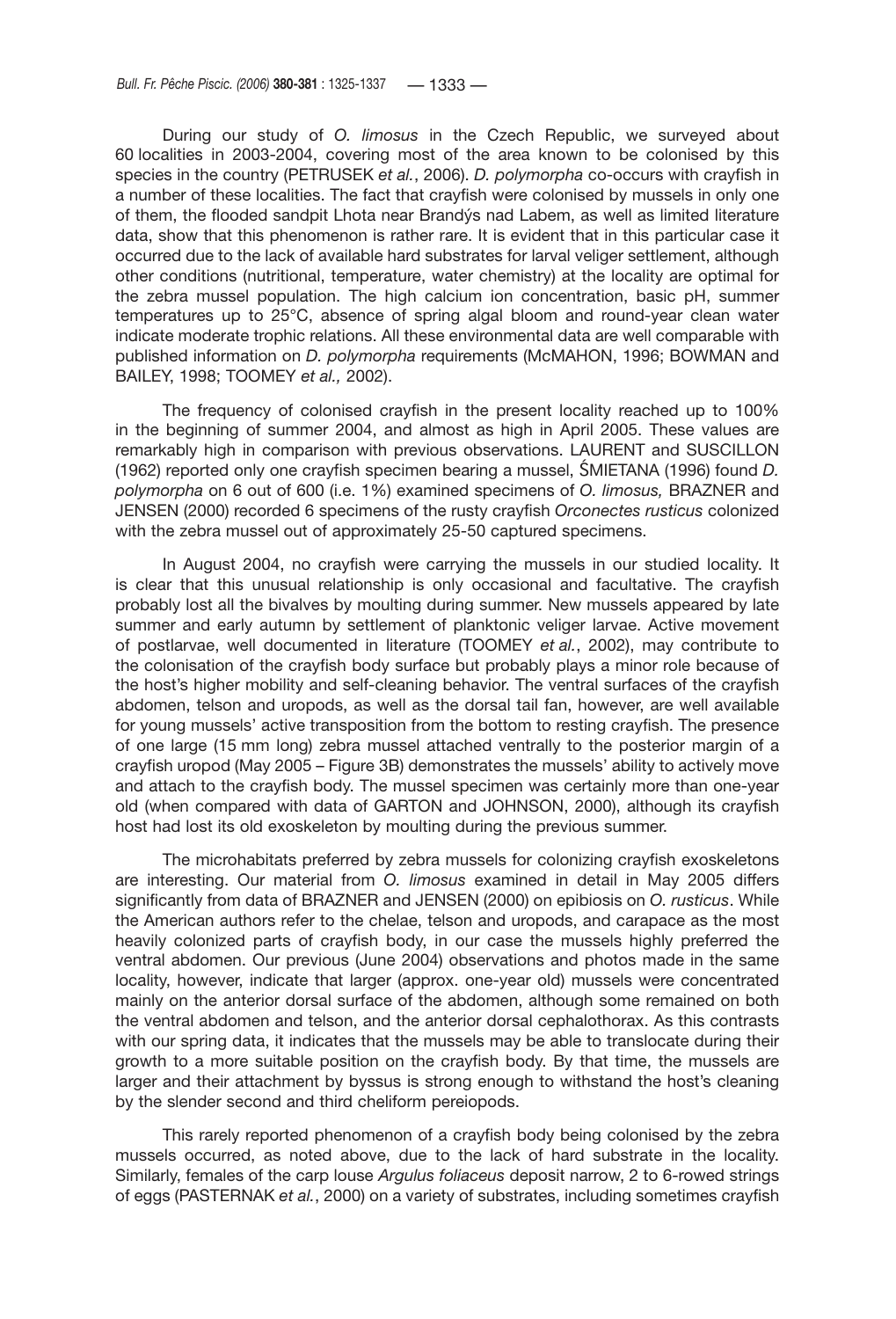During our study of *O. limosus* in the Czech Republic, we surveyed about 60 localities in 2003-2004, covering most of the area known to be colonised by this species in the country (PETRUSEK *et al.*, 2006). *D. polymorpha* co-occurs with crayfish in a number of these localities. The fact that crayfish were colonised by mussels in only one of them, the flooded sandpit Lhota near Brandýs nad Labem, as well as limited literature data, show that this phenomenon is rather rare. It is evident that in this particular case it occurred due to the lack of available hard substrates for larval veliger settlement, although other conditions (nutritional, temperature, water chemistry) at the locality are optimal for the zebra mussel population. The high calcium ion concentration, basic pH, summer temperatures up to 25°C, absence of spring algal bloom and round-year clean water indicate moderate trophic relations. All these environmental data are well comparable with published information on *D. polymorpha* requirements (McMAHON, 1996; BOWMAN and BAILEY, 1998; TOOMEY *et al.,* 2002).

The frequency of colonised crayfish in the present locality reached up to 100% in the beginning of summer 2004, and almost as high in April 2005. These values are remarkably high in comparison with previous observations. LAURENT and SUSCILLON (1962) reported only one crayfish specimen bearing a mussel, ŚMIETANA (1996) found *D. polymorpha* on 6 out of 600 (i.e. 1%) examined specimens of *O. limosus,* BRAZNER and JENSEN (2000) recorded 6 specimens of the rusty crayfish *Orconectes rusticus* colonized with the zebra mussel out of approximately 25-50 captured specimens.

In August 2004, no crayfish were carrying the mussels in our studied locality. It is clear that this unusual relationship is only occasional and facultative. The crayfish probably lost all the bivalves by moulting during summer. New mussels appeared by late summer and early autumn by settlement of planktonic veliger larvae. Active movement of postlarvae, well documented in literature (TOOMEY *et al.*, 2002), may contribute to the colonisation of the crayfish body surface but probably plays a minor role because of the host's higher mobility and self-cleaning behavior. The ventral surfaces of the crayfish abdomen, telson and uropods, as well as the dorsal tail fan, however, are well available for young mussels' active transposition from the bottom to resting crayfish. The presence of one large (15 mm long) zebra mussel attached ventrally to the posterior margin of a crayfish uropod (May 2005 – Figure 3B) demonstrates the mussels' ability to actively move and attach to the crayfish body. The mussel specimen was certainly more than one-year old (when compared with data of GARTON and JOHNSON, 2000), although its crayfish host had lost its old exoskeleton by moulting during the previous summer.

The microhabitats preferred by zebra mussels for colonizing crayfish exoskeletons are interesting. Our material from *O. limosus* examined in detail in May 2005 differs significantly from data of BRAZNER and JENSEN (2000) on epibiosis on *O. rusticus*. While the American authors refer to the chelae, telson and uropods, and carapace as the most heavily colonized parts of crayfish body, in our case the mussels highly preferred the ventral abdomen. Our previous (June 2004) observations and photos made in the same locality, however, indicate that larger (approx. one-year old) mussels were concentrated mainly on the anterior dorsal surface of the abdomen, although some remained on both the ventral abdomen and telson, and the anterior dorsal cephalothorax. As this contrasts with our spring data, it indicates that the mussels may be able to translocate during their growth to a more suitable position on the crayfish body. By that time, the mussels are larger and their attachment by byssus is strong enough to withstand the host's cleaning by the slender second and third cheliform pereiopods.

This rarely reported phenomenon of a crayfish body being colonised by the zebra mussels occurred, as noted above, due to the lack of hard substrate in the locality. Similarly, females of the carp louse *Argulus foliaceus* deposit narrow, 2 to 6-rowed strings of eggs (PASTERNAK *et al.*, 2000) on a variety of substrates, including sometimes crayfish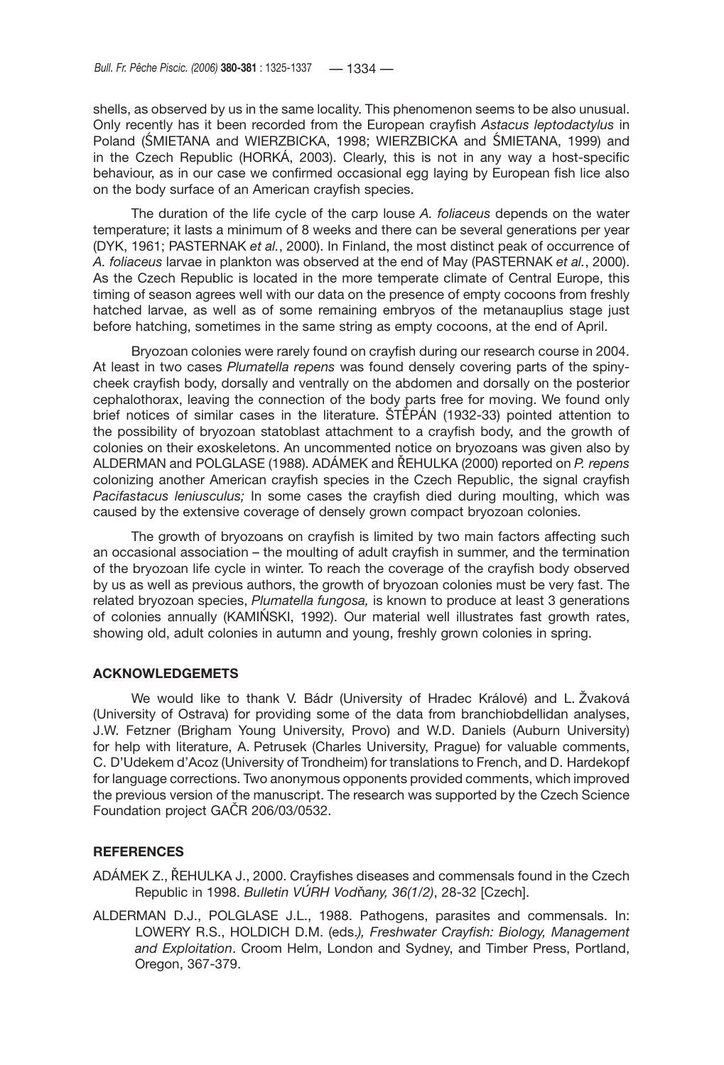shells, as observed by us in the same locality. This phenomenon seems to be also unusual. Only recently has it been recorded from the European crayfish *Astacus leptodactylus* in Poland (ŚMIETANA and WIERZBICKA, 1998; WIERZBICKA and ŚMIETANA, 1999) and in the Czech Republic (HORKÁ, 2003). Clearly, this is not in any way a host-specific behaviour, as in our case we confirmed occasional egg laying by European fish lice also on the body surface of an American crayfish species.

The duration of the life cycle of the carp louse *A. foliaceus* depends on the water temperature; it lasts a minimum of 8 weeks and there can be several generations per year (DYK, 1961; PASTERNAK *et al.*, 2000). In Finland, the most distinct peak of occurrence of *A. foliaceus* larvae in plankton was observed at the end of May (PASTERNAK *et al.*, 2000). As the Czech Republic is located in the more temperate climate of Central Europe, this timing of season agrees well with our data on the presence of empty cocoons from freshly hatched larvae, as well as of some remaining embryos of the metanauplius stage just before hatching, sometimes in the same string as empty cocoons, at the end of April.

Bryozoan colonies were rarely found on crayfish during our research course in 2004. At least in two cases *Plumatella repens* was found densely covering parts of the spiny-cheek crayfish body, dorsally and ventrally on the abdomen and dorsally on the posterior cephalothorax, leaving the connection of the body parts free for moving. We found only brief notices of similar cases in the literature. ŠTĚPÁN (1932-33) pointed attention to the possibility of bryozoan statoblast attachment to a crayfish body, and the growth of colonies on their exoskeletons. An uncommented notice on bryozoans was given also by ALDERMAN and POLGLASE (1988). ADÁMEK and ŘEHULKA (2000) reported on *P. repens* colonizing another American crayfish species in the Czech Republic, the signal crayfish *Pacifastacus leniusculus;* In some cases the crayfish died during moulting, which was caused by the extensive coverage of densely grown compact bryozoan colonies.

The growth of bryozoans on crayfish is limited by two main factors affecting such an occasional association – the moulting of adult crayfish in summer, and the termination of the bryozoan life cycle in winter. To reach the coverage of the crayfish body observed by us as well as previous authors, the growth of bryozoan colonies must be very fast. The related bryozoan species, *Plumatella fungosa,* is known to produce at least 3 generations of colonies annually (KAMIŃSKI, 1992). Our material well illustrates fast growth rates, showing old, adult colonies in autumn and young, freshly grown colonies in spring.

## ACKNOWLEDGEMETS

We would like to thank V. Bádr (University of Hradec Králové) and L. Žvaková (University of Ostrava) for providing some of the data from branchiobdellidan analyses, J.W. Fetzner (Brigham Young University, Provo) and W.D. Daniels (Auburn University) for help with literature, A. Petrusek (Charles University, Prague) for valuable comments, C. D'Udekem d'Acoz (University of Trondheim) for translations to French, and D. Hardekopf for language corrections. Two anonymous opponents provided comments, which improved the previous version of the manuscript. The research was supported by the Czech Science Foundation project GAČR 206/03/0532.

## REFERENCES

ADÁMEK Z., ŘEHULKA J., 2000. Crayfishes diseases and commensals found in the Czech Republic in 1998. *Bulletin VÚRH Vodňany, 36(1/2)*, 28-32 [Czech].

ALDERMAN D.J., POLGLASE J.L., 1988. Pathogens, parasites and commensals. In: LOWERY R.S., HOLDICH D.M. (eds.*), Freshwater Crayfish: Biology, Management and Exploitation*. Croom Helm, London and Sydney, and Timber Press, Portland, Oregon, 367-379.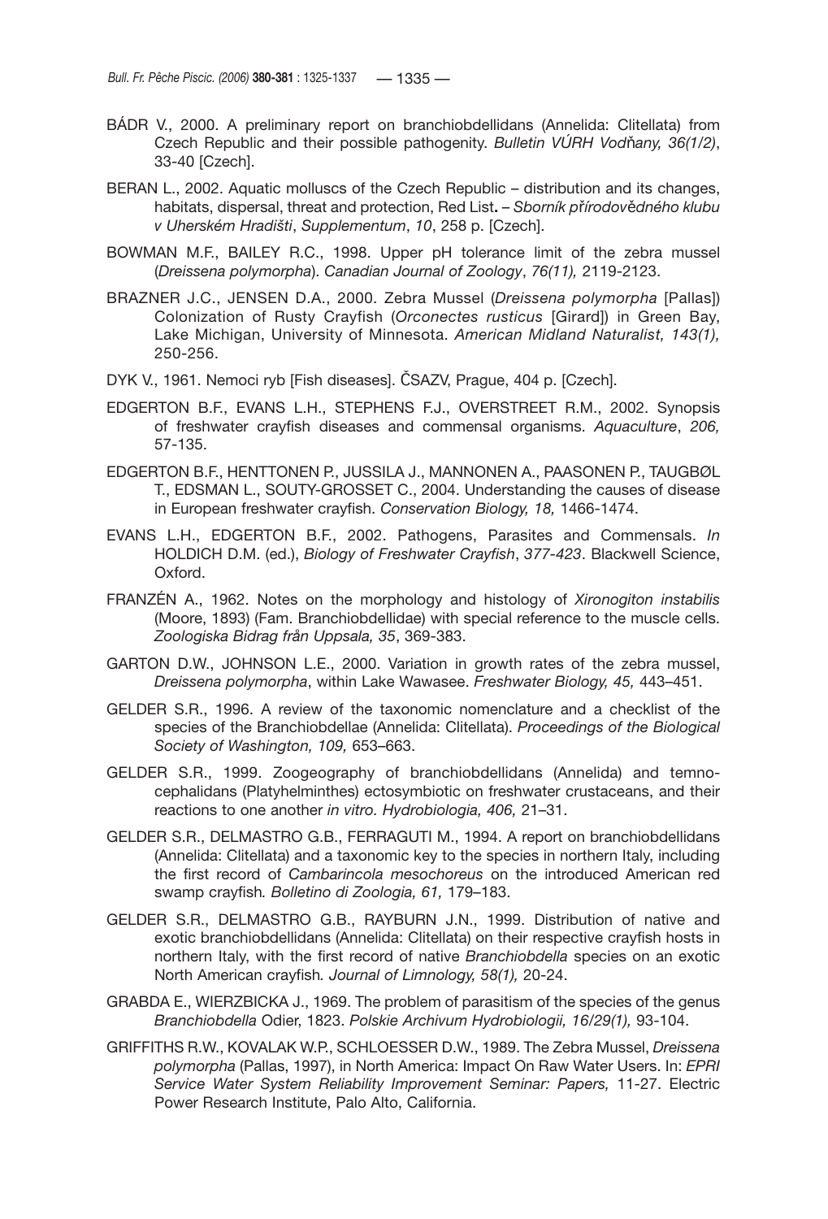BÁDR V., 2000. A preliminary report on branchiobdellidans (Annelida: Clitellata) from Czech Republic and their possible pathogenity. *Bulletin VÚRH Vodňany, 36(1/2)*, 33-40 [Czech].

BERAN L., 2002. Aquatic molluscs of the Czech Republic – distribution and its changes, habitats, dispersal, threat and protection, Red List**.** – *Sborník přírodovědného klubu v Uherském Hradišti*, *Supplementum*, *10*, 258 p. [Czech].

BOWMAN M.F., BAILEY R.C., 1998. Upper pH tolerance limit of the zebra mussel (*Dreissena polymorpha*). *Canadian Journal of Zoology*, *76(11),* 2119-2123.

BRAZNER J.C., JENSEN D.A., 2000. Zebra Mussel (*Dreissena polymorpha* [Pallas]) Colonization of Rusty Crayfish (*Orconectes rusticus* [Girard]) in Green Bay, Lake Michigan, University of Minnesota. *American Midland Naturalist, 143(1),* 250-256.

DYK V., 1961. Nemoci ryb [Fish diseases]. ČSAZV, Prague, 404 p. [Czech].

EDGERTON B.F., EVANS L.H., STEPHENS F.J., OVERSTREET R.M., 2002. Synopsis of freshwater crayfish diseases and commensal organisms. *Aquaculture*, *206,* 57-135.

EDGERTON B.F., HENTTONEN P., JUSSILA J., MANNONEN A., PAASONEN P., TAUGBØL T., EDSMAN L., SOUTY-GROSSET C., 2004. Understanding the causes of disease in European freshwater crayfish. *Conservation Biology, 18,* 1466-1474.

EVANS L.H., EDGERTON B.F., 2002. Pathogens, Parasites and Commensals. *In* HOLDICH D.M. (ed.), *Biology of Freshwater Crayfish*, *377-423*. Blackwell Science, Oxford.

FRANZÉN A., 1962. Notes on the morphology and histology of *Xironogiton instabilis* (Moore, 1893) (Fam. Branchiobdellidae) with special reference to the muscle cells. *Zoologiska Bidrag från Uppsala, 35*, 369-383.

GARTON D.W., JOHNSON L.E., 2000. Variation in growth rates of the zebra mussel, *Dreissena polymorpha*, within Lake Wawasee. *Freshwater Biology, 45,* 443–451.

GELDER S.R., 1996. A review of the taxonomic nomenclature and a checklist of the species of the Branchiobdellae (Annelida: Clitellata). *Proceedings of the Biological Society of Washington, 109,* 653–663.

GELDER S.R., 1999. Zoogeography of branchiobdellidans (Annelida) and temnocephalidans (Platyhelminthes) ectosymbiotic on freshwater crustaceans, and their reactions to one another *in vitro. Hydrobiologia, 406,* 21–31.

GELDER S.R., DELMASTRO G.B., FERRAGUTI M., 1994. A report on branchiobdellidans (Annelida: Clitellata) and a taxonomic key to the species in northern Italy, including the first record of *Cambarincola mesochoreus* on the introduced American red swamp crayfish*. Bolletino di Zoologia, 61,* 179–183.

GELDER S.R., DELMASTRO G.B., RAYBURN J.N., 1999. Distribution of native and exotic branchiobdellidans (Annelida: Clitellata) on their respective crayfish hosts in northern Italy, with the first record of native *Branchiobdella* species on an exotic North American crayfish*. Journal of Limnology, 58(1),* 20-24.

GRABDA E., WIERZBICKA J., 1969. The problem of parasitism of the species of the genus *Branchiobdella* Odier, 1823. *Polskie Archivum Hydrobiologii, 16/29(1),* 93-104.

GRIFFITHS R.W., KOVALAK W.P., SCHLOESSER D.W., 1989. The Zebra Mussel, *Dreissena polymorpha* (Pallas, 1997), in North America: Impact On Raw Water Users. In: *EPRI Service Water System Reliability Improvement Seminar: Papers,* 11-27. Electric Power Research Institute, Palo Alto, California.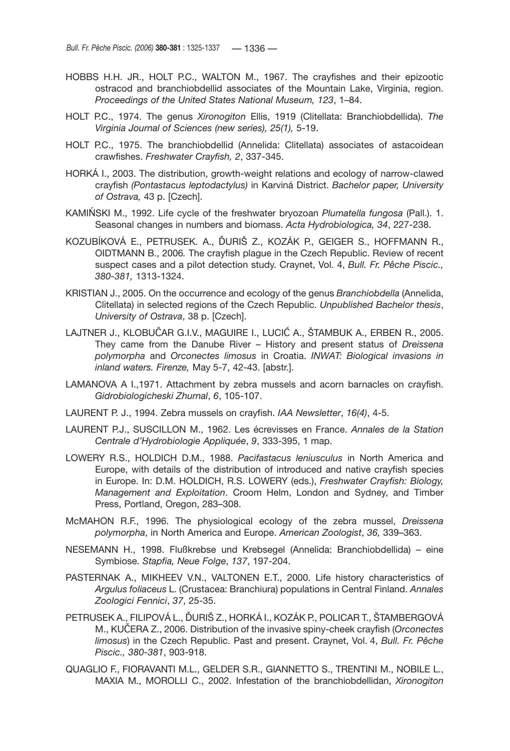HOBBS H.H. JR., HOLT P.C., WALTON M., 1967. The crayfishes and their epizootic ostracod and branchiobdellid associates of the Mountain Lake, Virginia, region. *Proceedings of the United States National Museum, 123*, 1–84.

HOLT P.C., 1974. The genus *Xironogiton* Ellis, 1919 (Clitellata: Branchiobdellida). *The Virginia Journal of Sciences (new series), 25(1),* 5-19.

HOLT P.C., 1975. The branchiobdellid (Annelida: Clitellata) associates of astacoidean crawfishes. *Freshwater Crayfish, 2*, 337-345.

HORKÁ I., 2003. The distribution, growth-weight relations and ecology of narrow-clawed crayfish *(Pontastacus leptodactylus)* in Karviná District. *Bachelor paper, University of Ostrava,* 43 p. [Czech].

KAMIŃSKI M., 1992. Life cycle of the freshwater bryozoan *Plumatella fungosa* (Pall.). 1. Seasonal changes in numbers and biomass. *Acta Hydrobiologica, 34*, 227-238.

KOZUBÍKOVÁ E., PETRUSEK. A., ĎURIŠ Z., KOZÁK P., GEIGER S., HOFFMANN R., OIDTMANN B., 2006*.* The crayfish plague in the Czech Republic. Review of recent suspect cases and a pilot detection study. Craynet, Vol. 4, *Bull. Fr. Pêche Piscic., 380-381,* 1313-1324.

KRISTIAN J., 2005. On the occurrence and ecology of the genus *Branchiobdella* (Annelida, Clitellata) in selected regions of the Czech Republic. *Unpublished Bachelor thesis*, *University of Ostrava*, 38 p. [Czech].

LAJTNER J., KLOBUČAR G.I.V., MAGUIRE I., LUCIĆ A., ŠTAMBUK A., ERBEN R., 2005. They came from the Danube River – History and present status of *Dreissena polymorpha* and *Orconectes limosus* in Croatia. *INWAT: Biological invasions in inland waters. Firenze,* May 5-7, 42-43. [abstr.].

LAMANOVA A I.,1971. Attachment by zebra mussels and acorn barnacles on crayfish. *Gidrobiologicheski Zhurnal*, *6*, 105-107.

LAURENT P. J., 1994. Zebra mussels on crayfish. *IAA Newsletter*, *16(4)*, 4-5.

LAURENT P.J., SUSCILLON M., 1962. Les écrevisses en France. *Annales de la Station Centrale d'Hydrobiologie Appliquée*, *9*, 333-395, 1 map.

LOWERY R.S., HOLDICH D.M., 1988. *Pacifastacus leniusculus* in North America and Europe, with details of the distribution of introduced and native crayfish species in Europe. In: D.M. HOLDICH, R.S. LOWERY (eds.), *Freshwater Crayfish: Biology, Management and Exploitation*. Croom Helm, London and Sydney, and Timber Press, Portland, Oregon, 283–308.

McMAHON R.F., 1996. The physiological ecology of the zebra mussel, *Dreissena polymorpha*, in North America and Europe. *American Zoologist*, *36,* 339–363.

NESEMANN H., 1998. Flußkrebse und Krebsegel (Annelida: Branchiobdellida) – eine Symbiose. *Stapfia, Neue Folge*, *137*, 197-204.

PASTERNAK A., MIKHEEV V.N., VALTONEN E.T., 2000. Life history characteristics of *Argulus foliaceus* L. (Crustacea: Branchiura) populations in Central Finland. *Annales Zoologici Fennici*, *37*, 25-35.

PETRUSEK A., FILIPOVÁ L., ĎURIŠ Z., HORKÁ I., KOZÁK P., POLICAR T., ŠTAMBERGOVÁ M., KUČERA Z., 2006. Distribution of the invasive spiny-cheek crayfish (*Orconectes limosus*) in the Czech Republic. Past and present. Craynet, Vol. 4, *Bull. Fr. Pêche Piscic., 380-381*, 903-918.

QUAGLIO F., FIORAVANTI M.L., GELDER S.R., GIANNETTO S., TRENTINI M., NOBILE L., MAXIA M., MOROLLI C., 2002. Infestation of the branchiobdellidan, *Xironogiton*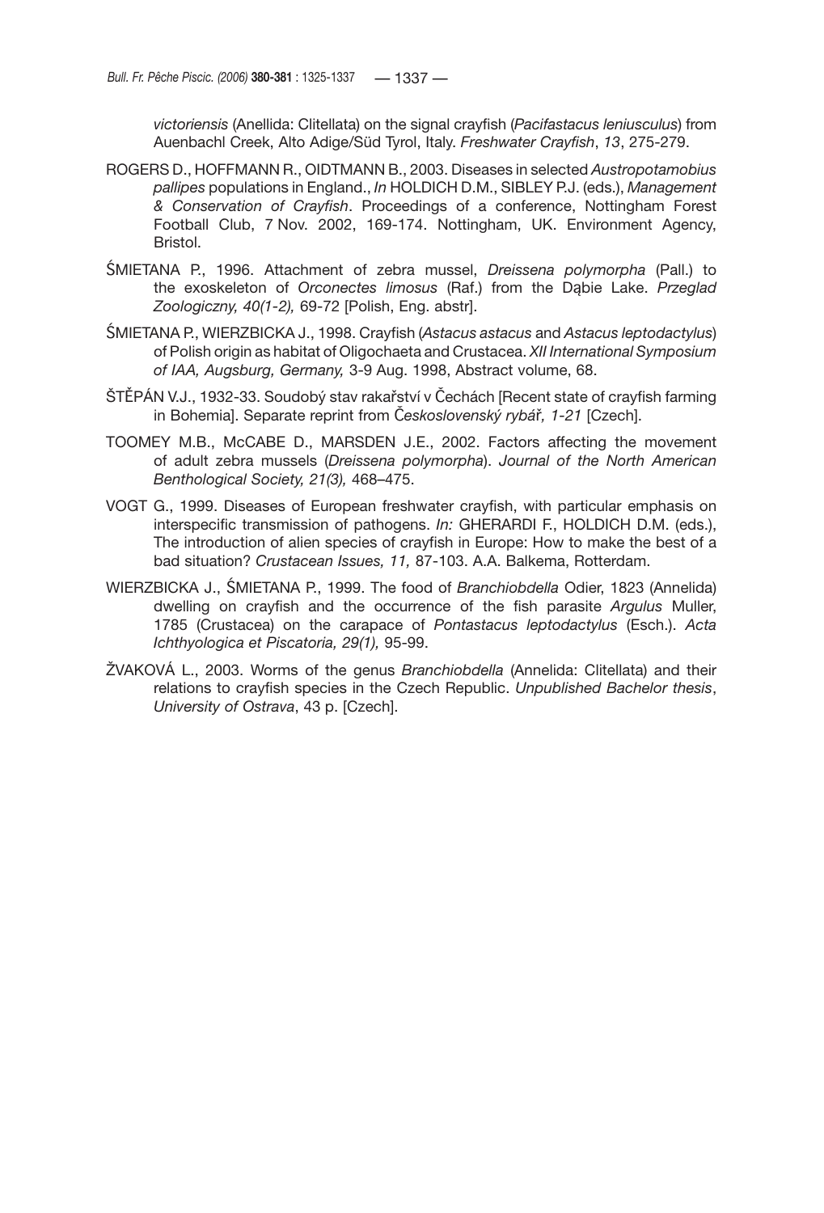*victoriensis* (Anellida: Clitellata) on the signal crayfish (*Pacifastacus leniusculus*) from Auenbachl Creek, Alto Adige/Süd Tyrol, Italy. *Freshwater Crayfish*, *13*, 275-279.

ROGERS D., HOFFMANN R., OIDTMANN B., 2003. Diseases in selected *Austropotamobius pallipes* populations in England., *In* HOLDICH D.M., SIBLEY P.J. (eds.), *Management & Conservation of Crayfish*. Proceedings of a conference, Nottingham Forest Football Club, 7 Nov. 2002, 169-174. Nottingham, UK. Environment Agency, Bristol.

ŚMIETANA P., 1996. Attachment of zebra mussel, *Dreissena polymorpha* (Pall.) to the exoskeleton of *Orconectes limosus* (Raf.) from the Dąbie Lake. *Przeglad Zoologiczny, 40(1-2),* 69-72 [Polish, Eng. abstr].

ŚMIETANA P., WIERZBICKA J., 1998. Crayfish (*Astacus astacus* and *Astacus leptodactylus*) of Polish origin as habitat of Oligochaeta and Crustacea. *XII International Symposium of IAA, Augsburg, Germany,* 3-9 Aug. 1998, Abstract volume, 68.

ŠTĚPÁN V.J., 1932-33. Soudobý stav rakařství v Čechách [Recent state of crayfish farming in Bohemia]. Separate reprint from *Československý rybář, 1-21* [Czech].

TOOMEY M.B., McCABE D., MARSDEN J.E., 2002. Factors affecting the movement of adult zebra mussels (*Dreissena polymorpha*). *Journal of the North American Benthological Society, 21(3),* 468–475.

VOGT G., 1999. Diseases of European freshwater crayfish, with particular emphasis on interspecific transmission of pathogens. *In:* GHERARDI F., HOLDICH D.M. (eds.), The introduction of alien species of crayfish in Europe: How to make the best of a bad situation? *Crustacean Issues, 11,* 87-103. A.A. Balkema, Rotterdam.

WIERZBICKA J., ŚMIETANA P., 1999. The food of *Branchiobdella* Odier, 1823 (Annelida) dwelling on crayfish and the occurrence of the fish parasite *Argulus* Muller, 1785 (Crustacea) on the carapace of *Pontastacus leptodactylus* (Esch.). *Acta Ichthyologica et Piscatoria, 29(1),* 95-99.

ŽVAKOVÁ L., 2003. Worms of the genus *Branchiobdella* (Annelida: Clitellata) and their relations to crayfish species in the Czech Republic. *Unpublished Bachelor thesis*, *University of Ostrava*, 43 p. [Czech].